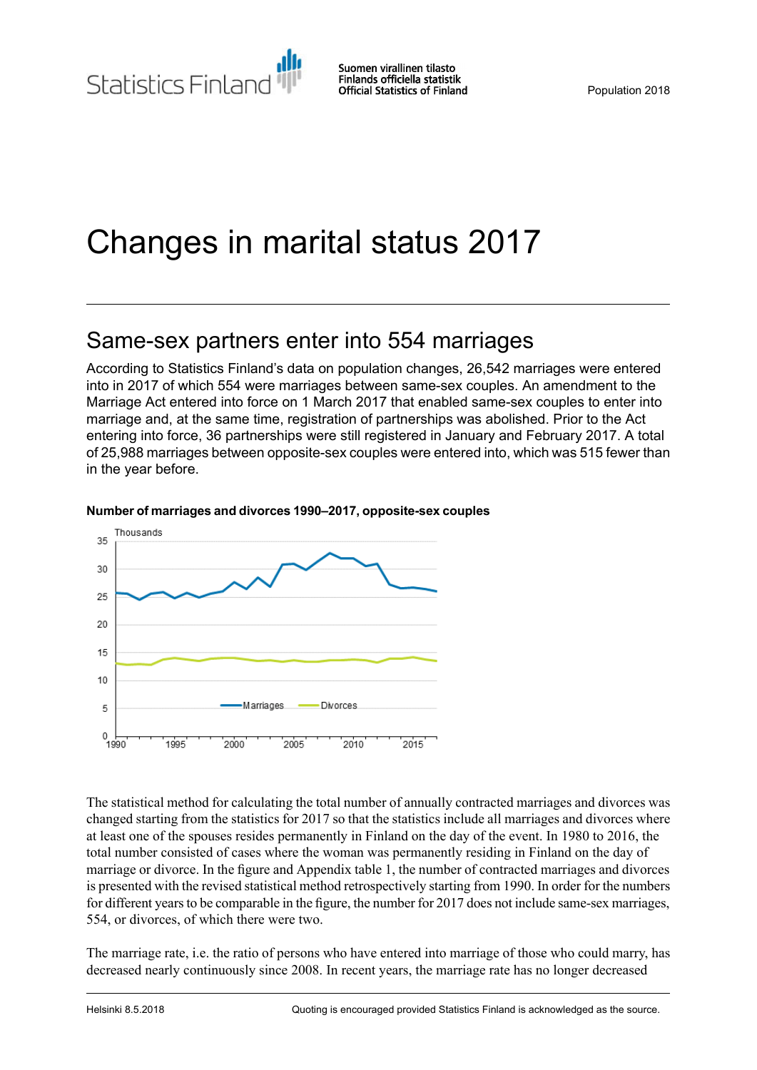# Changes in marital status 2017

## Same-sex partners enter into 554 marriages

According to Statistics Finland's data on population changes, 26,542 marriages were entered into in 2017 of which 554 were marriages between same-sex couples. An amendment to the Marriage Act entered into force on 1 March 2017 that enabled same-sex couples to enter into marriage and, at the same time, registration of partnerships was abolished. Prior to the Act entering into force, 36 partnerships were still registered in January and February 2017. A total of 25,988 marriages between opposite-sex couples were entered into, which was 515 fewer than in the year before.

**Number of marriages and divorces 1990–2017, opposite-sex couples**

The statistical method for calculating the total number of annually contracted marriages and divorces was changed starting from the statistics for 2017 so that the statistics include all marriages and divorces where at least one of the spouses resides permanently in Finland on the day of the event. In 1980 to 2016, the total number consisted of cases where the woman was permanently residing in Finland on the day of marriage or divorce. In the figure and Appendix table 1, the number of contracted marriages and divorces is presented with the revised statistical method retrospectively starting from 1990. In order for the numbers for different years to be comparable in the figure, the number for 2017 does not include same-sex marriages, 554, or divorces, of which there were two.

The marriage rate, i.e. the ratio of persons who have entered into marriage of those who could marry, has decreased nearly continuously since 2008. In recent years, the marriage rate has no longer decreased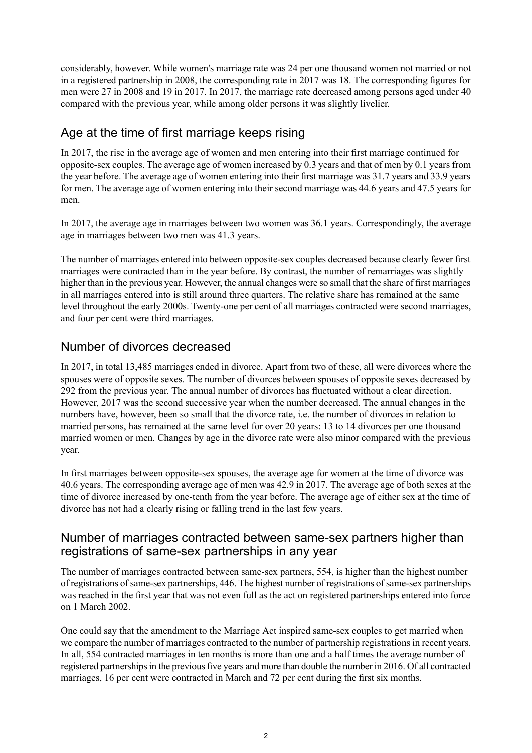considerably, however. While women's marriage rate was 24 per one thousand women not married or not in a registered partnership in 2008, the corresponding rate in 2017 was 18. The corresponding figures for men were 27 in 2008 and 19 in 2017. In 2017, the marriage rate decreased among persons aged under 40 compared with the previous year, while among older persons it was slightly livelier.

## Age at the time of first marriage keeps rising

In 2017, the rise in the average age of women and men entering into their first marriage continued for opposite-sex couples. The average age of women increased by 0.3 years and that of men by 0.1 years from the year before. The average age of women entering into their first marriage was 31.7 years and 33.9 years for men. The average age of women entering into their second marriage was 44.6 years and 47.5 years for men.

In 2017, the average age in marriages between two women was 36.1 years. Correspondingly, the average age in marriages between two men was 41.3 years.

The number of marriages entered into between opposite-sex couples decreased because clearly fewer first marriages were contracted than in the year before. By contrast, the number of remarriages was slightly higher than in the previous year. However, the annual changes were so small that the share of first marriages in all marriages entered into is still around three quarters. The relative share has remained at the same level throughout the early 2000s. Twenty-one per cent of all marriages contracted were second marriages, and four per cent were third marriages.

## Number of divorces decreased

In 2017, in total 13,485 marriages ended in divorce. Apart from two of these, all were divorces where the spouses were of opposite sexes. The number of divorces between spouses of opposite sexes decreased by 292 from the previous year. The annual number of divorces has fluctuated without a clear direction. However, 2017 was the second successive year when the number decreased. The annual changes in the numbers have, however, been so small that the divorce rate, i.e. the number of divorces in relation to married persons, has remained at the same level for over 20 years: 13 to 14 divorces per one thousand married women or men. Changes by age in the divorce rate were also minor compared with the previous year.

In first marriages between opposite-sex spouses, the average age for women at the time of divorce was 40.6 years. The corresponding average age of men was 42.9 in 2017. The average age of both sexes at the time of divorce increased by one-tenth from the year before. The average age of either sex at the time of divorce has not had a clearly rising or falling trend in the last few years.

## Number of marriages contracted between same-sex partners higher than registrations of same-sex partnerships in any year

The number of marriages contracted between same-sex partners, 554, is higher than the highest number of registrations of same-sex partnerships, 446. The highest number of registrations of same-sex partnerships was reached in the first year that was not even full as the act on registered partnerships entered into force on 1 March 2002.

One could say that the amendment to the Marriage Act inspired same-sex couples to get married when we compare the number of marriages contracted to the number of partnership registrations in recent years. In all, 554 contracted marriages in ten months is more than one and a half times the average number of registered partnerships in the previous five years and more than double the number in 2016. Of all contracted marriages, 16 per cent were contracted in March and 72 per cent during the first six months.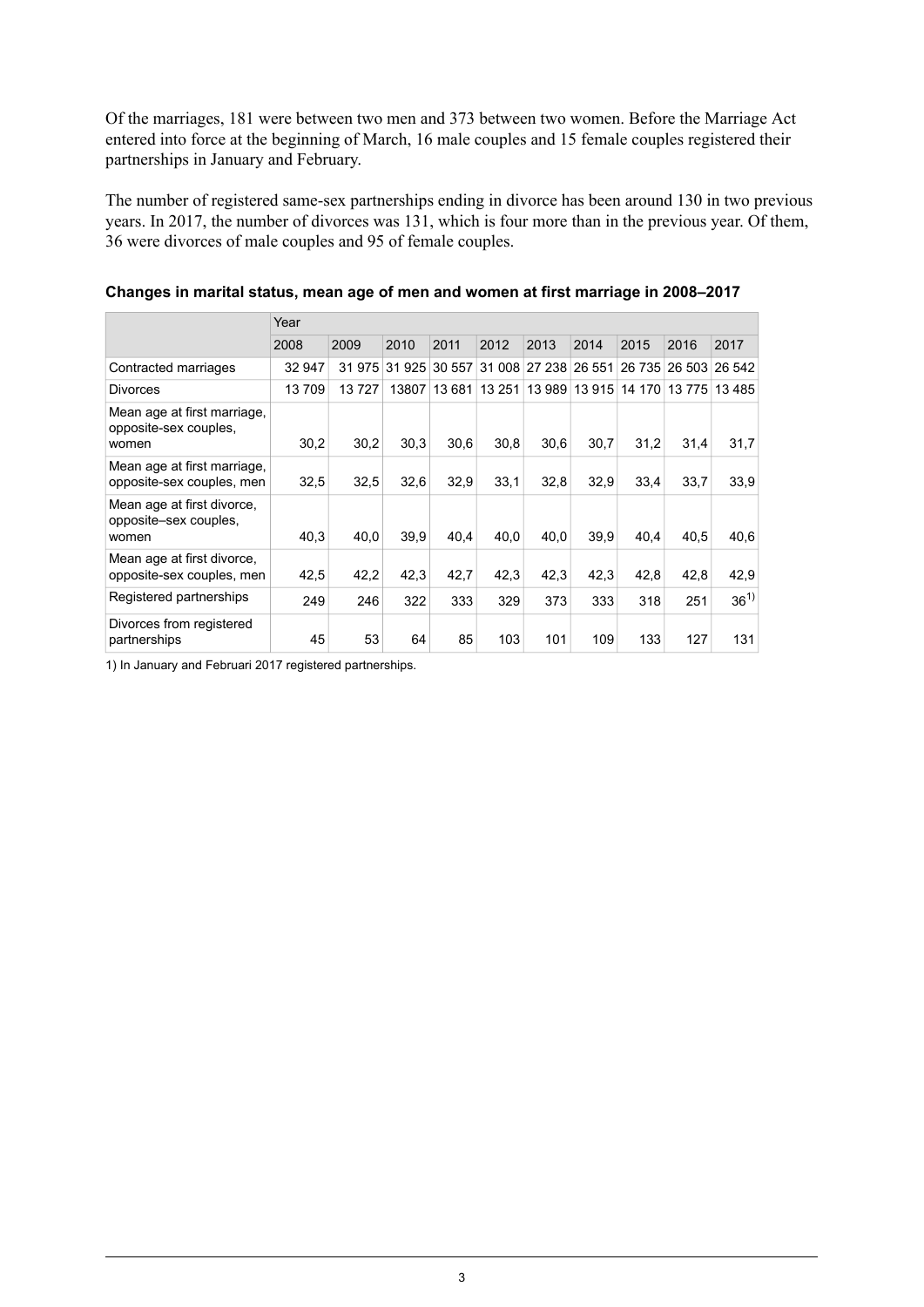Of the marriages, 181 were between two men and 373 between two women. Before the Marriage Act entered into force at the beginning of March, 16 male couples and 15 female couples registered their partnerships in January and February.

The number of registered same-sex partnerships ending in divorce has been around 130 in two previous years. In 2017, the number of divorces was 131, which is four more than in the previous year. Of them, 36 were divorces of male couples and 95 of female couples.

**Changes in marital status, mean age of men and women at first marriage in 2008–2017**

| | Year | | | | | | | | | |
|---|---|---|---|---|---|---|---|---|---|---|
| | 2008 | 2009 | 2010 | 2011 | 2012 | 2013 | 2014 | 2015 | 2016 | 2017 |
| Contracted marriages | 32 947 | 31 975 | 31 925 | 30 557 | 31 008 | 27 238 | 26 551 | 26 735 | 26 503 | 26 542 |
| Divorces | 13 709 | 13 727 | 13807 | 13 681 | 13 251 | 13 989 | 13 915 | 14 170 | 13 775 | 13 485 |
| Mean age at first marriage, opposite-sex couples, women | 30,2 | 30,2 | 30,3 | 30,6 | 30,8 | 30,6 | 30,7 | 31,2 | 31,4 | 31,7 |
| Mean age at first marriage, opposite-sex couples, men | 32,5 | 32,5 | 32,6 | 32,9 | 33,1 | 32,8 | 32,9 | 33,4 | 33,7 | 33,9 |
| Mean age at first divorce, opposite–sex couples, women | 40,3 | 40,0 | 39,9 | 40,4 | 40,0 | 40,0 | 39,9 | 40,4 | 40,5 | 40,6 |
| Mean age at first divorce, opposite-sex couples, men | 42,5 | 42,2 | 42,3 | 42,7 | 42,3 | 42,3 | 42,3 | 42,8 | 42,8 | 42,9 |
| Registered partnerships | 249 | 246 | 322 | 333 | 329 | 373 | 333 | 318 | 251 | 36[1)] |
| Divorces from registered partnerships | 45 | 53 | 64 | 85 | 103 | 101 | 109 | 133 | 127 | 131 |

1) In January and Februari 2017 registered partnerships.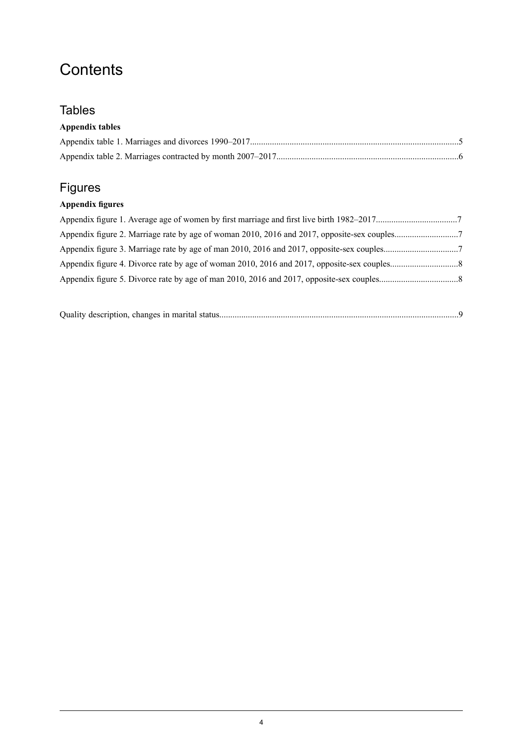# Contents

## Tables

**Appendix tables**

Appendix table 1. Marriages and divorces 1990–2017..............................................................................................5

Appendix table 2. Marriages contracted by month 2007–2017..................................................................................6

## Figures

**Appendix figures**

Appendix figure 1. Average age of women by first marriage and first live birth 1982–2017....................................7

Appendix figure 2. Marriage rate by age of woman 2010, 2016 and 2017, opposite-sex couples............................7

Appendix figure 3. Marriage rate by age of man 2010, 2016 and 2017, opposite-sex couples.................................7

Appendix figure 4. Divorce rate by age of woman 2010, 2016 and 2017, opposite-sex couples...............................8

Appendix figure 5. Divorce rate by age of man 2010, 2016 and 2017, opposite-sex couples...................................8

Quality description, changes in marital status............................................................................................................9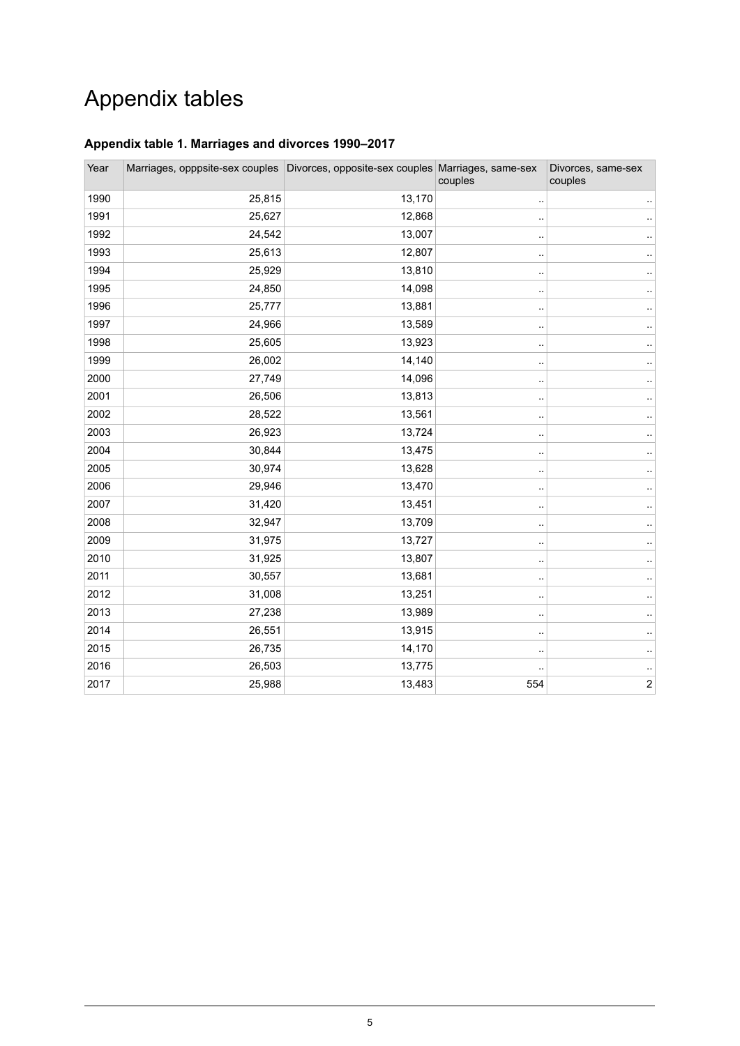# Appendix tables

### Appendix table 1. Marriages and divorces 1990–2017

| Year | Marriages, opppsite-sex couples | Divorces, opposite-sex couples | Marriages, same-sex couples | Divorces, same-sex couples |
|---|---|---|---|---|
| 1990 | 25,815 | 13,170 | .. | .. |
| 1991 | 25,627 | 12,868 | .. | .. |
| 1992 | 24,542 | 13,007 | .. | .. |
| 1993 | 25,613 | 12,807 | .. | .. |
| 1994 | 25,929 | 13,810 | .. | .. |
| 1995 | 24,850 | 14,098 | .. | .. |
| 1996 | 25,777 | 13,881 | .. | .. |
| 1997 | 24,966 | 13,589 | .. | .. |
| 1998 | 25,605 | 13,923 | .. | .. |
| 1999 | 26,002 | 14,140 | .. | .. |
| 2000 | 27,749 | 14,096 | .. | .. |
| 2001 | 26,506 | 13,813 | .. | .. |
| 2002 | 28,522 | 13,561 | .. | .. |
| 2003 | 26,923 | 13,724 | .. | .. |
| 2004 | 30,844 | 13,475 | .. | .. |
| 2005 | 30,974 | 13,628 | .. | .. |
| 2006 | 29,946 | 13,470 | .. | .. |
| 2007 | 31,420 | 13,451 | .. | .. |
| 2008 | 32,947 | 13,709 | .. | .. |
| 2009 | 31,975 | 13,727 | .. | .. |
| 2010 | 31,925 | 13,807 | .. | .. |
| 2011 | 30,557 | 13,681 | .. | .. |
| 2012 | 31,008 | 13,251 | .. | .. |
| 2013 | 27,238 | 13,989 | .. | .. |
| 2014 | 26,551 | 13,915 | .. | .. |
| 2015 | 26,735 | 14,170 | .. | .. |
| 2016 | 26,503 | 13,775 | .. | .. |
| 2017 | 25,988 | 13,483 | 554 | 2 |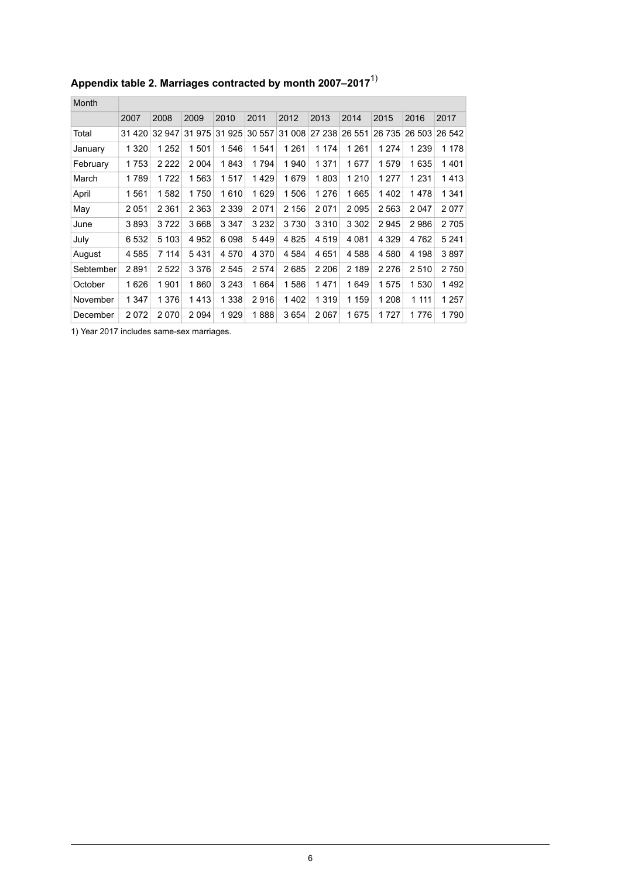### Appendix table 2. Marriages contracted by month 2007–2017[1)]

| Month | | | | | | | | | | | |
|---|---|---|---|---|---|---|---|---|---|---|---|
| | 2007 | 2008 | 2009 | 2010 | 2011 | 2012 | 2013 | 2014 | 2015 | 2016 | 2017 |
| Total | 31 420 | 32 947 | 31 975 | 31 925 | 30 557 | 31 008 | 27 238 | 26 551 | 26 735 | 26 503 | 26 542 |
| January | 1 320 | 1 252 | 1 501 | 1 546 | 1 541 | 1 261 | 1 174 | 1 261 | 1 274 | 1 239 | 1 178 |
| February | 1 753 | 2 222 | 2 004 | 1 843 | 1 794 | 1 940 | 1 371 | 1 677 | 1 579 | 1 635 | 1 401 |
| March | 1 789 | 1 722 | 1 563 | 1 517 | 1 429 | 1 679 | 1 803 | 1 210 | 1 277 | 1 231 | 1 413 |
| April | 1 561 | 1 582 | 1 750 | 1 610 | 1 629 | 1 506 | 1 276 | 1 665 | 1 402 | 1 478 | 1 341 |
| May | 2 051 | 2 361 | 2 363 | 2 339 | 2 071 | 2 156 | 2 071 | 2 095 | 2 563 | 2 047 | 2 077 |
| June | 3 893 | 3 722 | 3 668 | 3 347 | 3 232 | 3 730 | 3 310 | 3 302 | 2 945 | 2 986 | 2 705 |
| July | 6 532 | 5 103 | 4 952 | 6 098 | 5 449 | 4 825 | 4 519 | 4 081 | 4 329 | 4 762 | 5 241 |
| August | 4 585 | 7 114 | 5 431 | 4 570 | 4 370 | 4 584 | 4 651 | 4 588 | 4 580 | 4 198 | 3 897 |
| Sebtember | 2 891 | 2 522 | 3 376 | 2 545 | 2 574 | 2 685 | 2 206 | 2 189 | 2 276 | 2 510 | 2 750 |
| October | 1 626 | 1 901 | 1 860 | 3 243 | 1 664 | 1 586 | 1 471 | 1 649 | 1 575 | 1 530 | 1 492 |
| November | 1 347 | 1 376 | 1 413 | 1 338 | 2 916 | 1 402 | 1 319 | 1 159 | 1 208 | 1 111 | 1 257 |
| December | 2 072 | 2 070 | 2 094 | 1 929 | 1 888 | 3 654 | 2 067 | 1 675 | 1 727 | 1 776 | 1 790 |

1) Year 2017 includes same-sex marriages.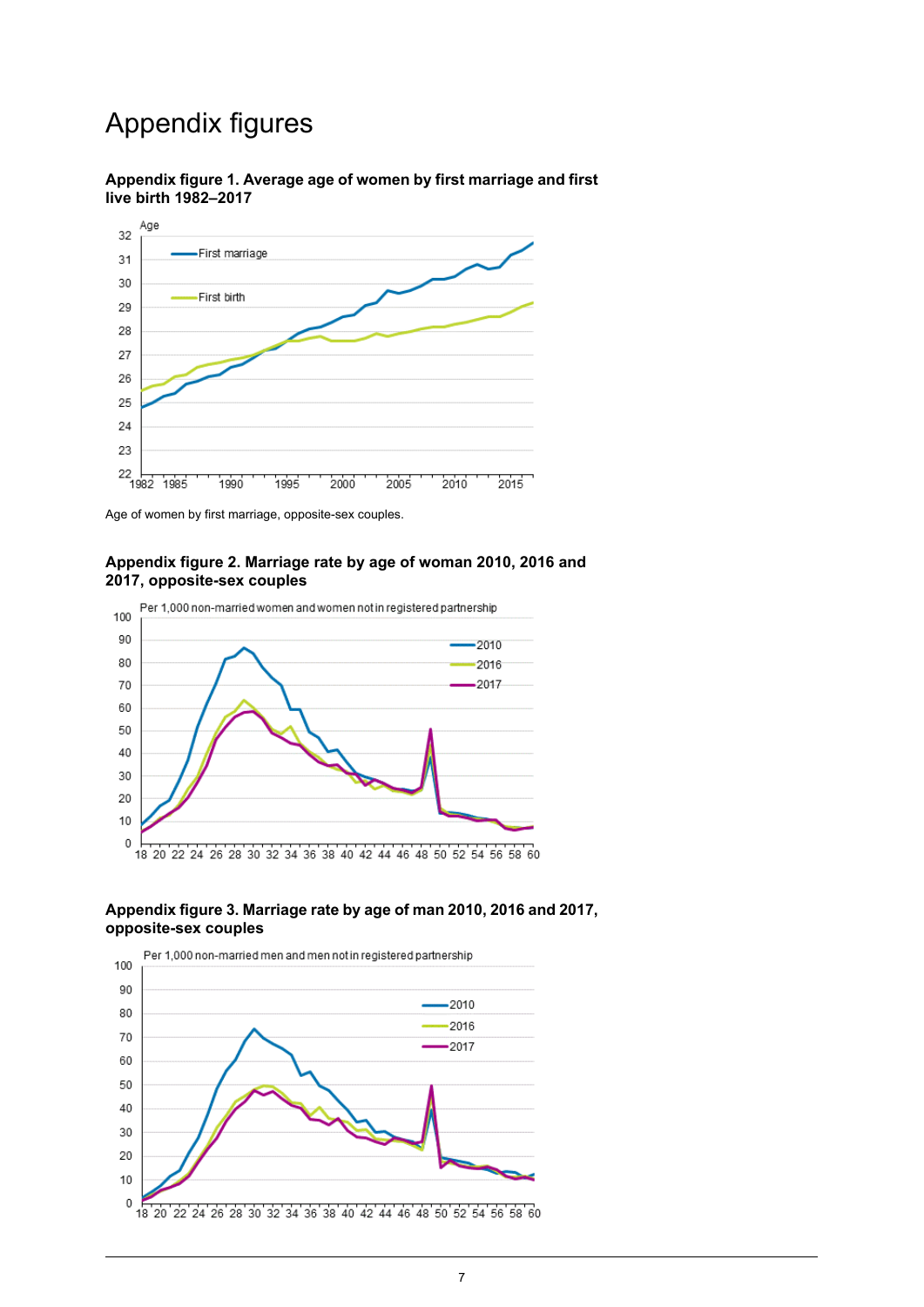# Appendix figures

**Appendix figure 1. Average age of women by first marriage and first live birth 1982–2017**

Age of women by first marriage, opposite-sex couples.

**Appendix figure 2. Marriage rate by age of woman 2010, 2016 and 2017, opposite-sex couples**

**Appendix figure 3. Marriage rate by age of man 2010, 2016 and 2017, opposite-sex couples**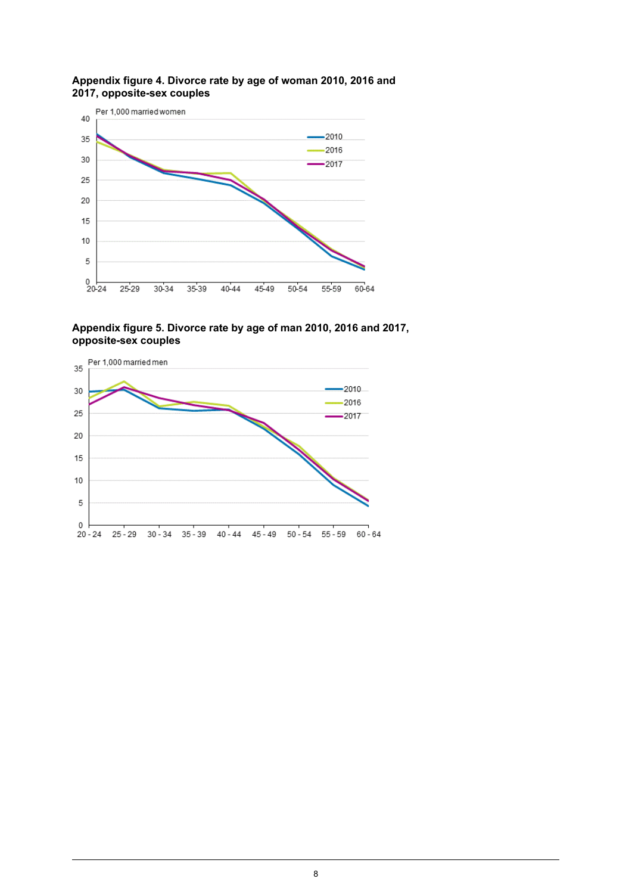**Appendix figure 4. Divorce rate by age of woman 2010, 2016 and 2017, opposite-sex couples**

Per 1,000 married women

**Appendix figure 5. Divorce rate by age of man 2010, 2016 and 2017, opposite-sex couples**

Per 1,000 married men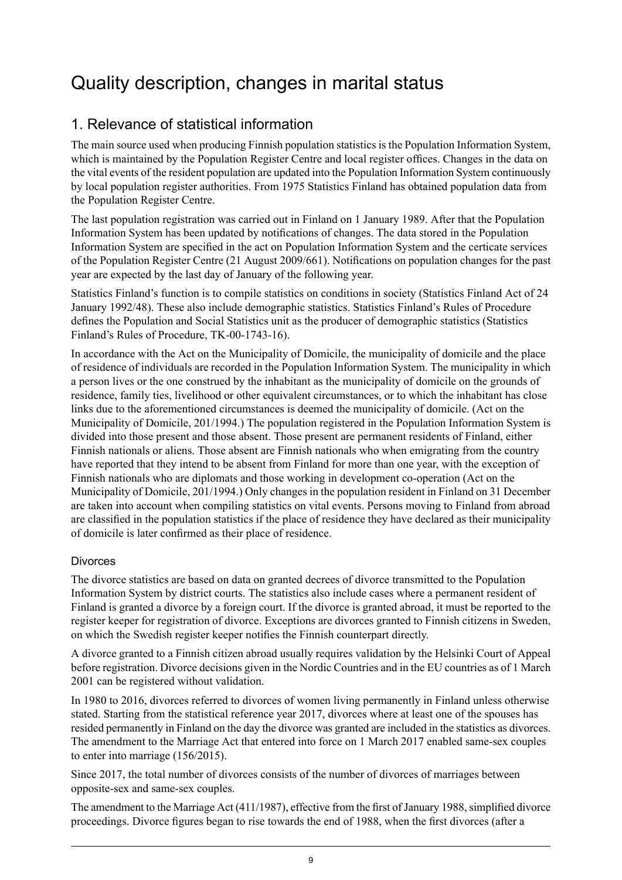# Quality description, changes in marital status

## 1. Relevance of statistical information

The main source used when producing Finnish population statistics is the Population Information System, which is maintained by the Population Register Centre and local register offices. Changes in the data on the vital events of the resident population are updated into the Population Information System continuously by local population register authorities. From 1975 Statistics Finland has obtained population data from the Population Register Centre.

The last population registration was carried out in Finland on 1 January 1989. After that the Population Information System has been updated by notifications of changes. The data stored in the Population Information System are specified in the act on Population Information System and the certicate services of the Population Register Centre (21 August 2009/661). Notifications on population changes for the past year are expected by the last day of January of the following year.

Statistics Finland's function is to compile statistics on conditions in society (Statistics Finland Act of 24 January 1992/48). These also include demographic statistics. Statistics Finland's Rules of Procedure defines the Population and Social Statistics unit as the producer of demographic statistics (Statistics Finland's Rules of Procedure, TK-00-1743-16).

In accordance with the Act on the Municipality of Domicile, the municipality of domicile and the place of residence of individuals are recorded in the Population Information System. The municipality in which a person lives or the one construed by the inhabitant as the municipality of domicile on the grounds of residence, family ties, livelihood or other equivalent circumstances, or to which the inhabitant has close links due to the aforementioned circumstances is deemed the municipality of domicile. (Act on the Municipality of Domicile, 201/1994.) The population registered in the Population Information System is divided into those present and those absent. Those present are permanent residents of Finland, either Finnish nationals or aliens. Those absent are Finnish nationals who when emigrating from the country have reported that they intend to be absent from Finland for more than one year, with the exception of Finnish nationals who are diplomats and those working in development co-operation (Act on the Municipality of Domicile, 201/1994.) Only changes in the population resident in Finland on 31 December are taken into account when compiling statistics on vital events. Persons moving to Finland from abroad are classified in the population statistics if the place of residence they have declared as their municipality of domicile is later confirmed as their place of residence.

### Divorces

The divorce statistics are based on data on granted decrees of divorce transmitted to the Population Information System by district courts. The statistics also include cases where a permanent resident of Finland is granted a divorce by a foreign court. If the divorce is granted abroad, it must be reported to the register keeper for registration of divorce. Exceptions are divorces granted to Finnish citizens in Sweden, on which the Swedish register keeper notifies the Finnish counterpart directly.

A divorce granted to a Finnish citizen abroad usually requires validation by the Helsinki Court of Appeal before registration. Divorce decisions given in the Nordic Countries and in the EU countries as of 1 March 2001 can be registered without validation.

In 1980 to 2016, divorces referred to divorces of women living permanently in Finland unless otherwise stated. Starting from the statistical reference year 2017, divorces where at least one of the spouses has resided permanently in Finland on the day the divorce was granted are included in the statistics as divorces. The amendment to the Marriage Act that entered into force on 1 March 2017 enabled same-sex couples to enter into marriage (156/2015).

Since 2017, the total number of divorces consists of the number of divorces of marriages between opposite-sex and same-sex couples.

The amendment to the Marriage Act (411/1987), effective from the first of January 1988, simplified divorce proceedings. Divorce figures began to rise towards the end of 1988, when the first divorces (after a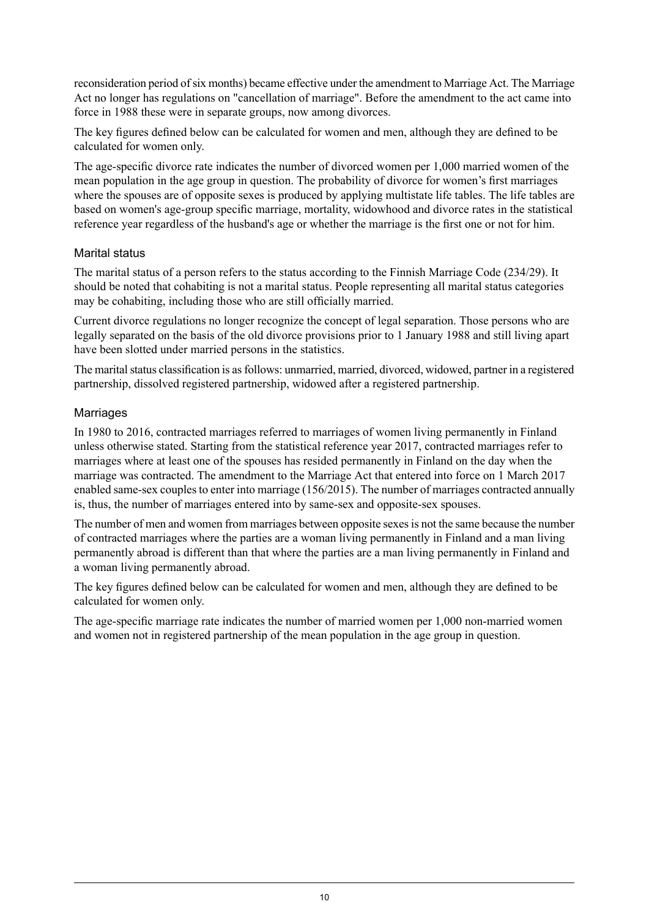reconsideration period of six months) became effective under the amendment to Marriage Act. The Marriage Act no longer has regulations on "cancellation of marriage". Before the amendment to the act came into force in 1988 these were in separate groups, now among divorces.

The key figures defined below can be calculated for women and men, although they are defined to be calculated for women only.

The age-specific divorce rate indicates the number of divorced women per 1,000 married women of the mean population in the age group in question. The probability of divorce for women's first marriages where the spouses are of opposite sexes is produced by applying multistate life tables. The life tables are based on women's age-group specific marriage, mortality, widowhood and divorce rates in the statistical reference year regardless of the husband's age or whether the marriage is the first one or not for him.

### Marital status

The marital status of a person refers to the status according to the Finnish Marriage Code (234/29). It should be noted that cohabiting is not a marital status. People representing all marital status categories may be cohabiting, including those who are still officially married.

Current divorce regulations no longer recognize the concept of legal separation. Those persons who are legally separated on the basis of the old divorce provisions prior to 1 January 1988 and still living apart have been slotted under married persons in the statistics.

The marital status classification is as follows: unmarried, married, divorced, widowed, partner in a registered partnership, dissolved registered partnership, widowed after a registered partnership.

### Marriages

In 1980 to 2016, contracted marriages referred to marriages of women living permanently in Finland unless otherwise stated. Starting from the statistical reference year 2017, contracted marriages refer to marriages where at least one of the spouses has resided permanently in Finland on the day when the marriage was contracted. The amendment to the Marriage Act that entered into force on 1 March 2017 enabled same-sex couples to enter into marriage (156/2015). The number of marriages contracted annually is, thus, the number of marriages entered into by same-sex and opposite-sex spouses.

The number of men and women from marriages between opposite sexes is not the same because the number of contracted marriages where the parties are a woman living permanently in Finland and a man living permanently abroad is different than that where the parties are a man living permanently in Finland and a woman living permanently abroad.

The key figures defined below can be calculated for women and men, although they are defined to be calculated for women only.

The age-specific marriage rate indicates the number of married women per 1,000 non-married women and women not in registered partnership of the mean population in the age group in question.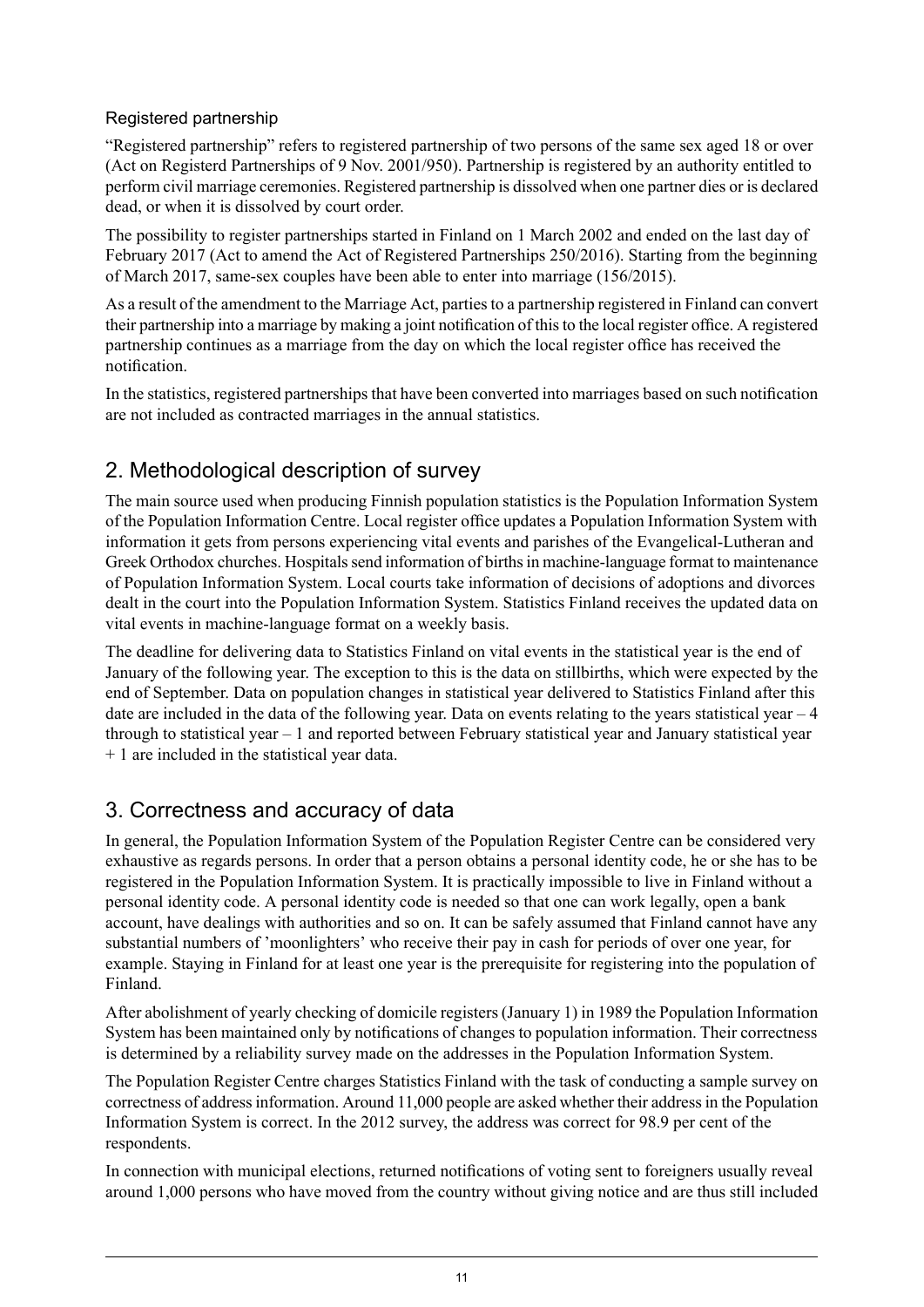### Registered partnership

“Registered partnership” refers to registered partnership of two persons of the same sex aged 18 or over (Act on Registerd Partnerships of 9 Nov. 2001/950). Partnership is registered by an authority entitled to perform civil marriage ceremonies. Registered partnership is dissolved when one partner dies or is declared dead, or when it is dissolved by court order.

The possibility to register partnerships started in Finland on 1 March 2002 and ended on the last day of February 2017 (Act to amend the Act of Registered Partnerships 250/2016). Starting from the beginning of March 2017, same-sex couples have been able to enter into marriage (156/2015).

As a result of the amendment to the Marriage Act, parties to a partnership registered in Finland can convert their partnership into a marriage by making a joint notification of this to the local register office. A registered partnership continues as a marriage from the day on which the local register office has received the notification.

In the statistics, registered partnerships that have been converted into marriages based on such notification are not included as contracted marriages in the annual statistics.

## 2. Methodological description of survey

The main source used when producing Finnish population statistics is the Population Information System of the Population Information Centre. Local register office updates a Population Information System with information it gets from persons experiencing vital events and parishes of the Evangelical-Lutheran and Greek Orthodox churches. Hospitals send information of births in machine-language format to maintenance of Population Information System. Local courts take information of decisions of adoptions and divorces dealt in the court into the Population Information System. Statistics Finland receives the updated data on vital events in machine-language format on a weekly basis.

The deadline for delivering data to Statistics Finland on vital events in the statistical year is the end of January of the following year. The exception to this is the data on stillbirths, which were expected by the end of September. Data on population changes in statistical year delivered to Statistics Finland after this date are included in the data of the following year. Data on events relating to the years statistical year – 4 through to statistical year – 1 and reported between February statistical year and January statistical year + 1 are included in the statistical year data.

## 3. Correctness and accuracy of data

In general, the Population Information System of the Population Register Centre can be considered very exhaustive as regards persons. In order that a person obtains a personal identity code, he or she has to be registered in the Population Information System. It is practically impossible to live in Finland without a personal identity code. A personal identity code is needed so that one can work legally, open a bank account, have dealings with authorities and so on. It can be safely assumed that Finland cannot have any substantial numbers of ’moonlighters’ who receive their pay in cash for periods of over one year, for example. Staying in Finland for at least one year is the prerequisite for registering into the population of Finland.

After abolishment of yearly checking of domicile registers (January 1) in 1989 the Population Information System has been maintained only by notifications of changes to population information. Their correctness is determined by a reliability survey made on the addresses in the Population Information System.

The Population Register Centre charges Statistics Finland with the task of conducting a sample survey on correctness of address information. Around 11,000 people are asked whether their address in the Population Information System is correct. In the 2012 survey, the address was correct for 98.9 per cent of the respondents.

In connection with municipal elections, returned notifications of voting sent to foreigners usually reveal around 1,000 persons who have moved from the country without giving notice and are thus still included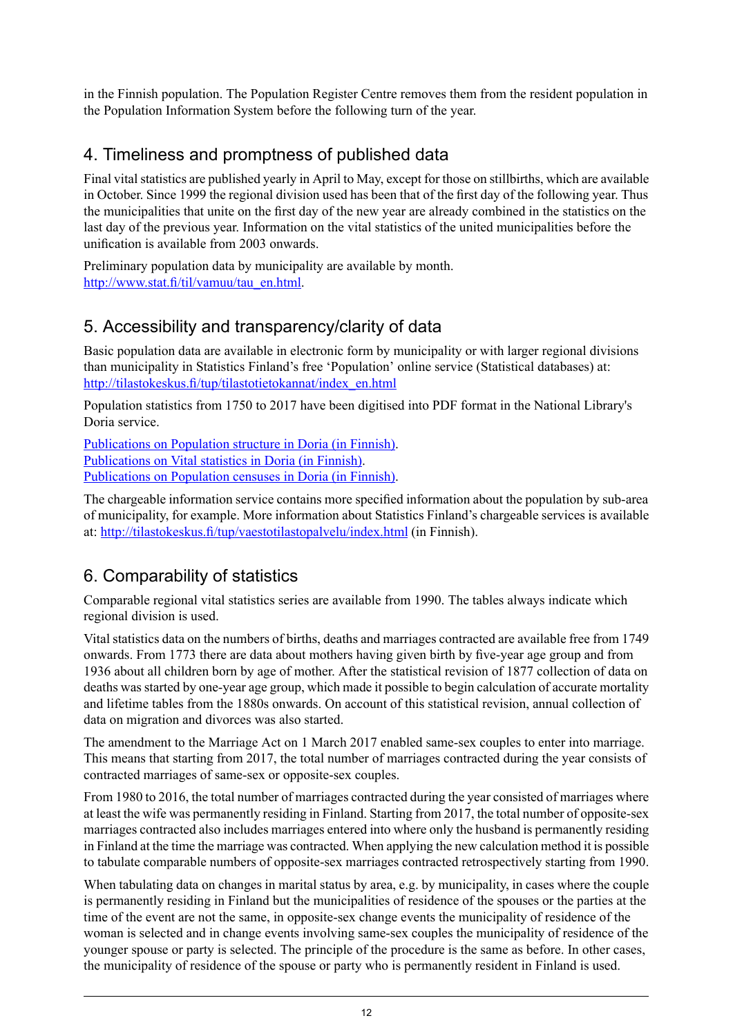in the Finnish population. The Population Register Centre removes them from the resident population in the Population Information System before the following turn of the year.

## 4. Timeliness and promptness of published data

Final vital statistics are published yearly in April to May, except for those on stillbirths, which are available in October. Since 1999 the regional division used has been that of the first day of the following year. Thus the municipalities that unite on the first day of the new year are already combined in the statistics on the last day of the previous year. Information on the vital statistics of the united municipalities before the unification is available from 2003 onwards.

Preliminary population data by municipality are available by month.
[http://www.stat.fi/til/vamuu/tau_en.html](http://www.stat.fi/til/vamuu/tau_en.html).

## 5. Accessibility and transparency/clarity of data

Basic population data are available in electronic form by municipality or with larger regional divisions than municipality in Statistics Finland's free 'Population' online service (Statistical databases) at: [http://tilastokeskus.fi/tup/tilastotietokannat/index_en.html](http://tilastokeskus.fi/tup/tilastotietokannat/index_en.html)

Population statistics from 1750 to 2017 have been digitised into PDF format in the National Library's Doria service.

Publications on Population structure in Doria (in Finnish).
Publications on Vital statistics in Doria (in Finnish).
Publications on Population censuses in Doria (in Finnish).

The chargeable information service contains more specified information about the population by sub-area of municipality, for example. More information about Statistics Finland's chargeable services is available at: [http://tilastokeskus.fi/tup/vaestotilastopalvelu/index.html](http://tilastokeskus.fi/tup/vaestotilastopalvelu/index.html) (in Finnish).

## 6. Comparability of statistics

Comparable regional vital statistics series are available from 1990. The tables always indicate which regional division is used.

Vital statistics data on the numbers of births, deaths and marriages contracted are available free from 1749 onwards. From 1773 there are data about mothers having given birth by five-year age group and from 1936 about all children born by age of mother. After the statistical revision of 1877 collection of data on deaths was started by one-year age group, which made it possible to begin calculation of accurate mortality and lifetime tables from the 1880s onwards. On account of this statistical revision, annual collection of data on migration and divorces was also started.

The amendment to the Marriage Act on 1 March 2017 enabled same-sex couples to enter into marriage. This means that starting from 2017, the total number of marriages contracted during the year consists of contracted marriages of same-sex or opposite-sex couples.

From 1980 to 2016, the total number of marriages contracted during the year consisted of marriages where at least the wife was permanently residing in Finland. Starting from 2017, the total number of opposite-sex marriages contracted also includes marriages entered into where only the husband is permanently residing in Finland at the time the marriage was contracted. When applying the new calculation method it is possible to tabulate comparable numbers of opposite-sex marriages contracted retrospectively starting from 1990.

When tabulating data on changes in marital status by area, e.g. by municipality, in cases where the couple is permanently residing in Finland but the municipalities of residence of the spouses or the parties at the time of the event are not the same, in opposite-sex change events the municipality of residence of the woman is selected and in change events involving same-sex couples the municipality of residence of the younger spouse or party is selected. The principle of the procedure is the same as before. In other cases, the municipality of residence of the spouse or party who is permanently resident in Finland is used.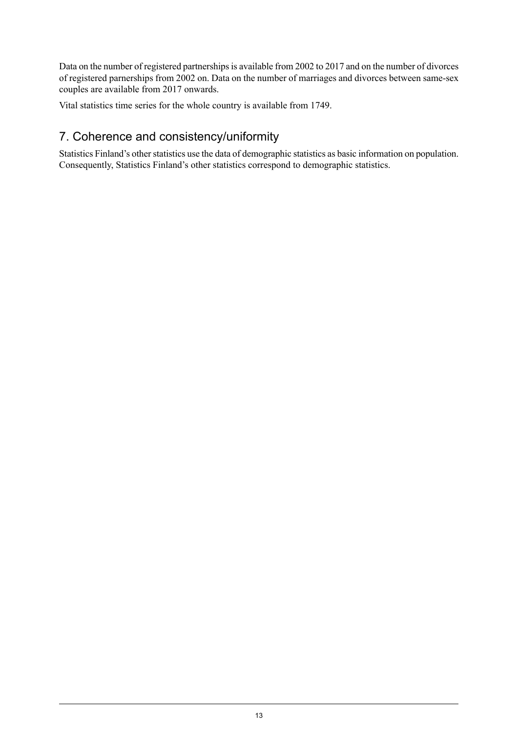Data on the number of registered partnerships is available from 2002 to 2017 and on the number of divorces of registered parnerships from 2002 on. Data on the number of marriages and divorces between same-sex couples are available from 2017 onwards.

Vital statistics time series for the whole country is available from 1749.

## 7. Coherence and consistency/uniformity

Statistics Finland's other statistics use the data of demographic statistics as basic information on population. Consequently, Statistics Finland's other statistics correspond to demographic statistics.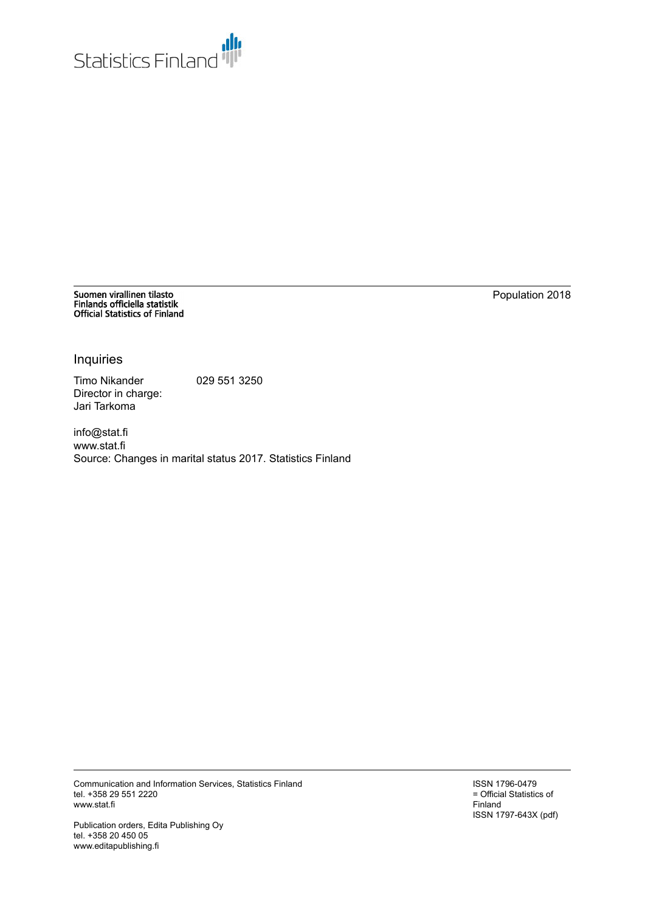Statistics Finland

Suomen virallinen tilasto
Finlands officiella statistik
Official Statistics of Finland

Population 2018

## Inquiries

Timo Nikander 029 551 3250
Director in charge:
Jari Tarkoma

info@stat.fi
www.stat.fi
Source: Changes in marital status 2017. Statistics Finland

Communication and Information Services, Statistics Finland
tel. +358 29 551 2220
www.stat.fi

Publication orders, Edita Publishing Oy
tel. +358 20 450 05
www.editapublishing.fi

ISSN 1796-0479
= Official Statistics of Finland
ISSN 1797-643X (pdf)